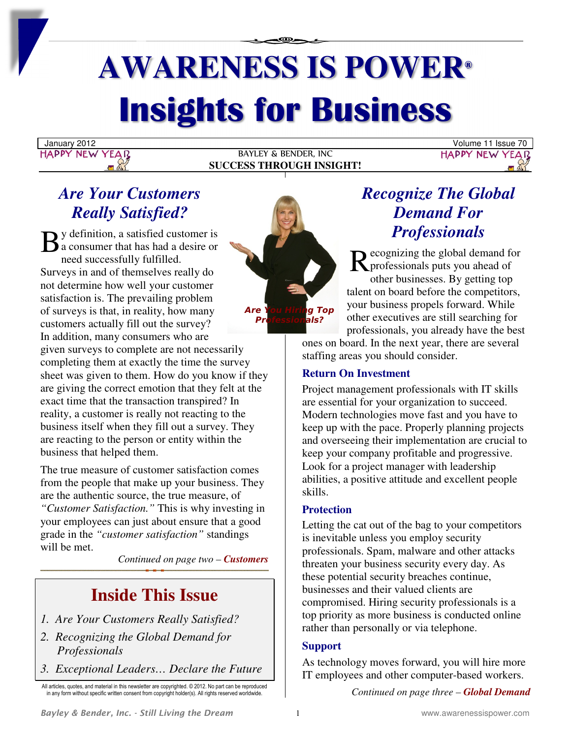# AWARENESS IS POWER®

# Insights for Business

January 2012 | Volume 11 Issue 70

HAPPY NEW YEAR

BAYLEY & BENDER, INC

**SUCCESS THROUGH INSIGHT!**

## *Are Your Customers Really Satisfied?*

By definition, a satisfied customer is a consumer that has had a desire or need successfully fulfilled. Surveys in and of themselves really do not determine how well your customer satisfaction is. The prevailing problem of surveys is that, in reality, how many customers actually fill out the survey? In addition, many consumers who are given surveys to complete are not necessarily completing them at exactly the time the survey sheet was given to them. How do you know if they are giving the correct emotion that they felt at the exact time that the transaction transpired? In reality, a customer is really not reacting to the business itself when they fill out a survey. They are reacting to the person or entity within the business that helped them.

The true measure of customer satisfaction comes from the people that make up your business. They are the authentic source, the true measure, of *"Customer Satisfaction."* This is why investing in your employees can just about ensure that a good grade in the *"customer satisfaction"* standings will be met.

*Continued on page two – **Customers***

***Are You Hiring Top Professionals?***

## Inside This Issue

1. *Are Your Customers Really Satisfied?*
2. *Recognizing the Global Demand for Professionals*
3. *Exceptional Leaders… Declare the Future*

All articles, quotes, and material in this newsletter are copyrighted. © 2012. No part can be reproduced in any form without specific written consent from copyright holder(s). All rights reserved worldwide.

## *Recognize The Global Demand For Professionals*

Recognizing the global demand for professionals puts you ahead of other businesses. By getting top talent on board before the competitors, your business propels forward. While other executives are still searching for professionals, you already have the best ones on board. In the next year, there are several staffing areas you should consider.

### Return On Investment

Project management professionals with IT skills are essential for your organization to succeed. Modern technologies move fast and you have to keep up with the pace. Properly planning projects and overseeing their implementation are crucial to keep your company profitable and progressive. Look for a project manager with leadership abilities, a positive attitude and excellent people skills.

### Protection

Letting the cat out of the bag to your competitors is inevitable unless you employ security professionals. Spam, malware and other attacks threaten your business security every day. As these potential security breaches continue, businesses and their valued clients are compromised. Hiring security professionals is a top priority as more business is conducted online rather than personally or via telephone.

### Support

As technology moves forward, you will hire more IT employees and other computer-based workers.

*Continued on page three – **Global Demand***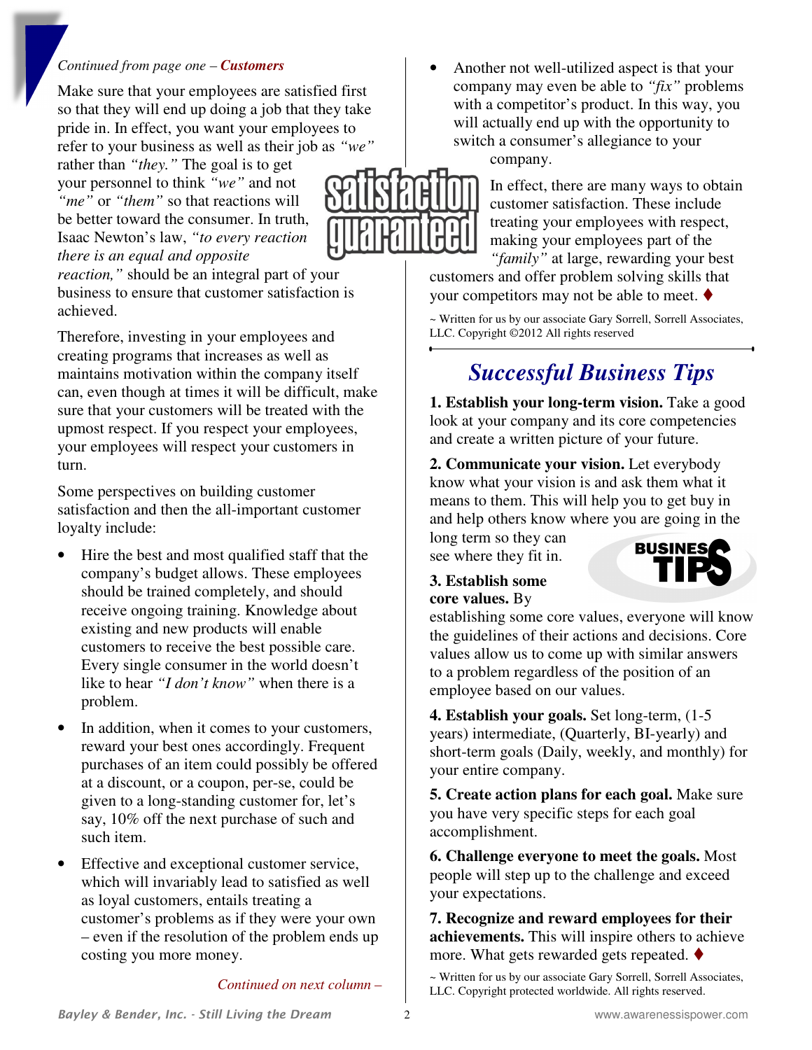*Continued from page one –* ***Customers***

Make sure that your employees are satisfied first so that they will end up doing a job that they take pride in. In effect, you want your employees to refer to your business as well as their job as *"we"* rather than *"they."* The goal is to get your personnel to think *"we"* and not *"me"* or *"them"* so that reactions will be better toward the consumer. In truth, Isaac Newton's law, *"to every reaction there is an equal and opposite reaction,"* should be an integral part of your business to ensure that customer satisfaction is achieved.

Therefore, investing in your employees and creating programs that increases as well as maintains motivation within the company itself can, even though at times it will be difficult, make sure that your customers will be treated with the upmost respect. If you respect your employees, your employees will respect your customers in turn.

Some perspectives on building customer satisfaction and then the all-important customer loyalty include:

- Hire the best and most qualified staff that the company's budget allows. These employees should be trained completely, and should receive ongoing training. Knowledge about existing and new products will enable customers to receive the best possible care. Every single consumer in the world doesn't like to hear *"I don't know"* when there is a problem.
- In addition, when it comes to your customers, reward your best ones accordingly. Frequent purchases of an item could possibly be offered at a discount, or a coupon, per-se, could be given to a long-standing customer for, let's say, 10% off the next purchase of such and such item.
- Effective and exceptional customer service, which will invariably lead to satisfied as well as loyal customers, entails treating a customer's problems as if they were your own – even if the resolution of the problem ends up costing you more money.

*Continued on next column –*

- Another not well-utilized aspect is that your company may even be able to *"fix"* problems with a competitor's product. In this way, you will actually end up with the opportunity to switch a consumer's allegiance to your company.

In effect, there are many ways to obtain customer satisfaction. These include treating your employees with respect, making your employees part of the *"family"* at large, rewarding your best customers and offer problem solving skills that your competitors may not be able to meet. ♦

~ Written for us by our associate Gary Sorrell, Sorrell Associates, LLC. Copyright ©2012 All rights reserved

## *Successful Business Tips*

**1. Establish your long-term vision.** Take a good look at your company and its core competencies and create a written picture of your future.

**2. Communicate your vision.** Let everybody know what your vision is and ask them what it means to them. This will help you to get buy in and help others know where you are going in the long term so they can see where they fit in.

**3. Establish some core values.** By establishing some core values, everyone will know the guidelines of their actions and decisions. Core values allow us to come up with similar answers to a problem regardless of the position of an employee based on our values.

**4. Establish your goals.** Set long-term, (1-5 years) intermediate, (Quarterly, BI-yearly) and short-term goals (Daily, weekly, and monthly) for your entire company.

**5. Create action plans for each goal.** Make sure you have very specific steps for each goal accomplishment.

**6. Challenge everyone to meet the goals.** Most people will step up to the challenge and exceed your expectations.

**7. Recognize and reward employees for their achievements.** This will inspire others to achieve more. What gets rewarded gets repeated. ♦

~ Written for us by our associate Gary Sorrell, Sorrell Associates, LLC. Copyright protected worldwide. All rights reserved.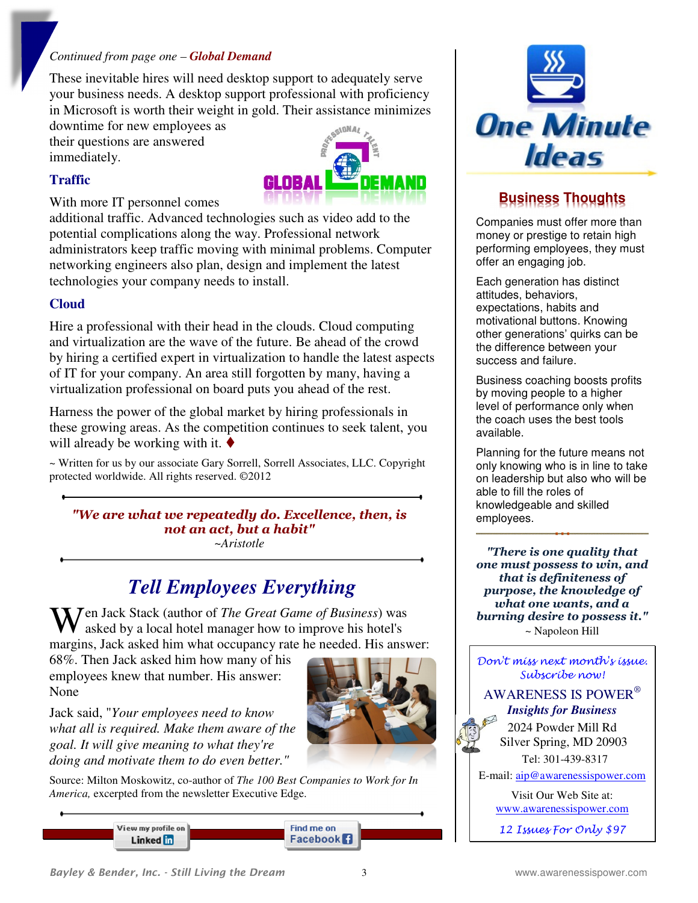*Continued from page one – **Global Demand***

These inevitable hires will need desktop support to adequately serve your business needs. A desktop support professional with proficiency in Microsoft is worth their weight in gold. Their assistance minimizes downtime for new employees as their questions are answered immediately.

### Traffic

With more IT personnel comes additional traffic. Advanced technologies such as video add to the potential complications along the way. Professional network administrators keep traffic moving with minimal problems. Computer networking engineers also plan, design and implement the latest technologies your company needs to install.

### Cloud

Hire a professional with their head in the clouds. Cloud computing and virtualization are the wave of the future. Be ahead of the crowd by hiring a certified expert in virtualization to handle the latest aspects of IT for your company. An area still forgotten by many, having a virtualization professional on board puts you ahead of the rest.

Harness the power of the global market by hiring professionals in these growing areas. As the competition continues to seek talent, you will already be working with it. ♦

~ Written for us by our associate Gary Sorrell, Sorrell Associates, LLC. Copyright protected worldwide. All rights reserved. ©2012

---

***"We are what we repeatedly do. Excellence, then, is not an act, but a habit"***

*~Aristotle*

---

## *Tell Employees Everything*

When Jack Stack (author of *The Great Game of Business*) was asked by a local hotel manager how to improve his hotel's margins, Jack asked him what occupancy rate he needed. His answer: 68%. Then Jack asked him how many of his employees knew that number. His answer: None

Jack said, "*Your employees need to know what all is required. Make them aware of the goal. It will give meaning to what they're doing and motivate them to do even better.*"

Source: Milton Moskowitz, co-author of *The 100 Best Companies to Work for In America,* excerpted from the newsletter Executive Edge.

View my profile on LinkedIn | Find me on Facebook

---

# One Minute Ideas

## Business Thoughts

Companies must offer more than money or prestige to retain high performing employees, they must offer an engaging job.

Each generation has distinct attitudes, behaviors, expectations, habits and motivational buttons. Knowing other generations' quirks can be the difference between your success and failure.

Business coaching boosts profits by moving people to a higher level of performance only when the coach uses the best tools available.

Planning for the future means not only knowing who is in line to take on leadership but also who will be able to fill the roles of knowledgeable and skilled employees.

***"There is one quality that one must possess to win, and that is definiteness of purpose, the knowledge of what one wants, and a burning desire to possess it."***

~ Napoleon Hill

---

*Don't miss next month's issue. Subscribe now!*

AWARENESS IS POWER®

***Insights for Business***

2024 Powder Mill Rd
Silver Spring, MD 20903
Tel: 301-439-8317
E-mail: aip@awarenessispower.com

Visit Our Web Site at:
www.awarenessispower.com

*12 Issues For Only $97*

Bayley & Bender, Inc. - Still Living the Dream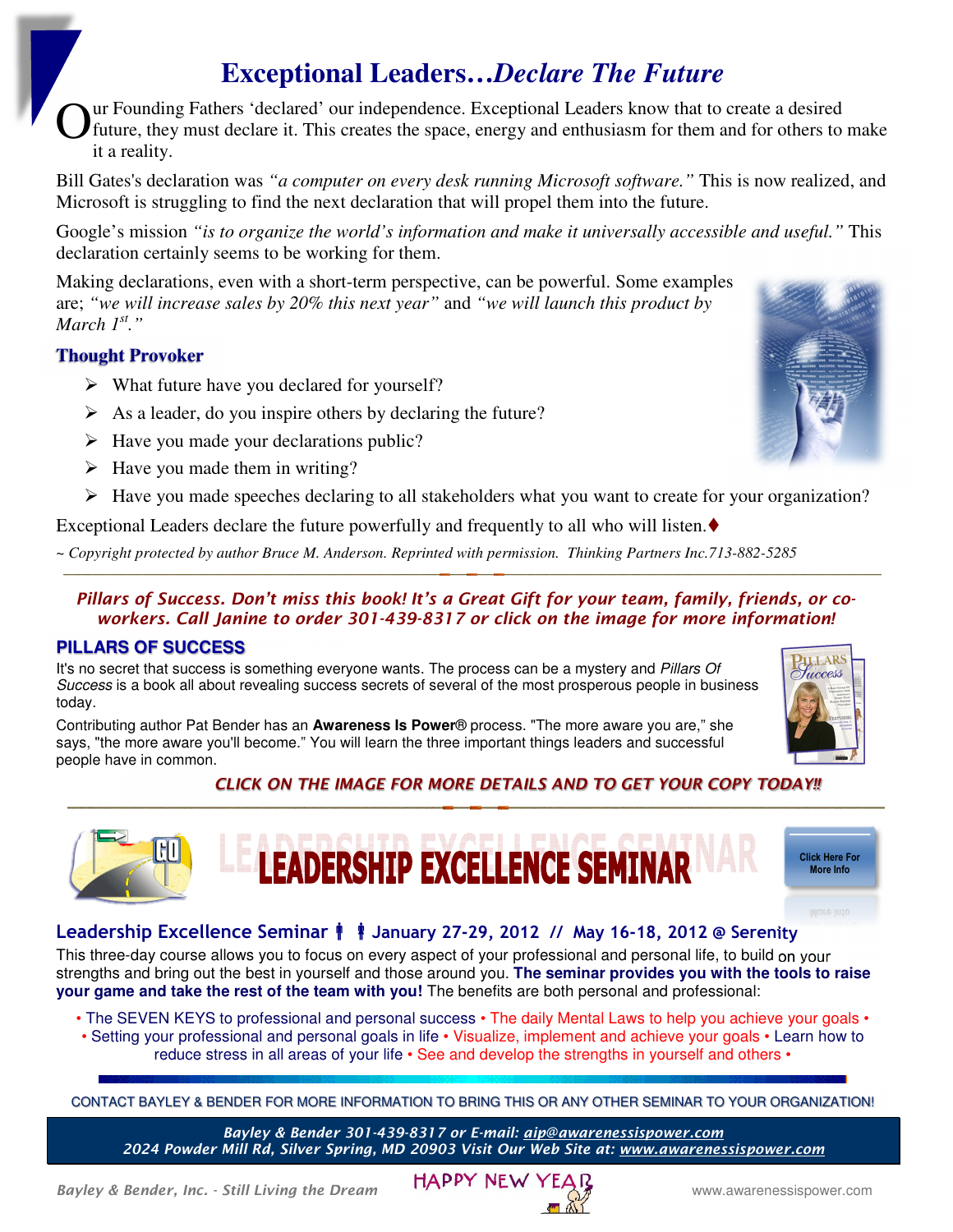# Exceptional Leaders…*Declare The Future*

Our Founding Fathers 'declared' our independence. Exceptional Leaders know that to create a desired future, they must declare it. This creates the space, energy and enthusiasm for them and for others to make it a reality.

Bill Gates's declaration was *"a computer on every desk running Microsoft software."* This is now realized, and Microsoft is struggling to find the next declaration that will propel them into the future.

Google's mission *"is to organize the world's information and make it universally accessible and useful."* This declaration certainly seems to be working for them.

Making declarations, even with a short-term perspective, can be powerful. Some examples are; *"we will increase sales by 20% this next year"* and *"we will launch this product by March 1st."*

### Thought Provoker

- What future have you declared for yourself?
- As a leader, do you inspire others by declaring the future?
- Have you made your declarations public?
- Have you made them in writing?
- Have you made speeches declaring to all stakeholders what you want to create for your organization?

Exceptional Leaders declare the future powerfully and frequently to all who will listen.♦

*~ Copyright protected by author Bruce M. Anderson. Reprinted with permission. Thinking Partners Inc.713-882-5285*

***Pillars of Success. Don't miss this book! It's a Great Gift for your team, family, friends, or co-workers. Call Janine to order 301-439-8317 or click on the image for more information!***

## PILLARS OF SUCCESS

It's no secret that success is something everyone wants. The process can be a mystery and *Pillars Of Success* is a book all about revealing success secrets of several of the most prosperous people in business today.

Contributing author Pat Bender has an **Awareness Is Power®** process. "The more aware you are," she says, "the more aware you'll become." You will learn the three important things leaders and successful people have in common.

***CLICK ON THE IMAGE FOR MORE DETAILS AND TO GET YOUR COPY TODAY!!***

## LEADERSHIP EXCELLENCE SEMINAR

Click Here For More Info

### Leadership Excellence Seminar January 27-29, 2012 // May 16-18, 2012 @ Serenity

This three-day course allows you to focus on every aspect of your professional and personal life, to build on your strengths and bring out the best in yourself and those around you. **The seminar provides you with the tools to raise your game and take the rest of the team with you!** The benefits are both personal and professional:

• The SEVEN KEYS to professional and personal success • The daily Mental Laws to help you achieve your goals • Setting your professional and personal goals in life • Visualize, implement and achieve your goals • Learn how to reduce stress in all areas of your life • See and develop the strengths in yourself and others •

CONTACT BAYLEY & BENDER FOR MORE INFORMATION TO BRING THIS OR ANY OTHER SEMINAR TO YOUR ORGANIZATION!

***Bayley & Bender 301-439-8317 or E-mail: aip@awarenessispower.com***
***2024 Powder Mill Rd, Silver Spring, MD 20903 Visit Our Web Site at: www.awarenessispower.com***

*Bayley & Bender, Inc. - Still Living the Dream* HAPPY NEW YEAR www.awarenessispower.com